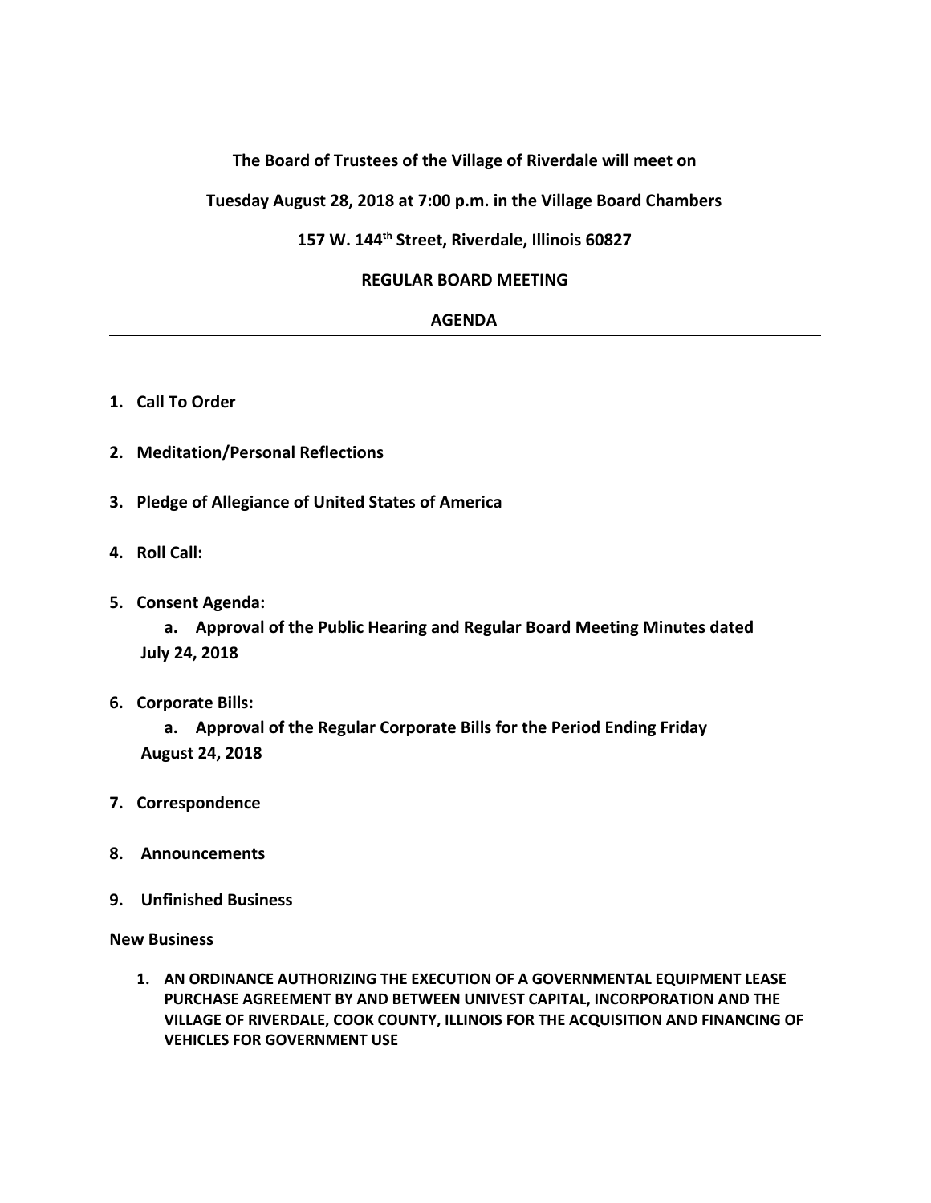**The Board of Trustees of the Village of Riverdale will meet on**

**Tuesday August 28, 2018 at 7:00 p.m. in the Village Board Chambers**

**157 W. 144th Street, Riverdale, Illinois 60827**

**REGULAR BOARD MEETING**

**AGENDA**

---

1. **Call To Order**

2. **Meditation/Personal Reflections**

3. **Pledge of Allegiance of United States of America**

4. **Roll Call:**

5. **Consent Agenda:**

   a. **Approval of the Public Hearing and Regular Board Meeting Minutes dated July 24, 2018**

6. **Corporate Bills:**

   a. **Approval of the Regular Corporate Bills for the Period Ending Friday August 24, 2018**

7. **Correspondence**

8. **Announcements**

9. **Unfinished Business**

**New Business**

1. **AN ORDINANCE AUTHORIZING THE EXECUTION OF A GOVERNMENTAL EQUIPMENT LEASE PURCHASE AGREEMENT BY AND BETWEEN UNIVEST CAPITAL, INCORPORATION AND THE VILLAGE OF RIVERDALE, COOK COUNTY, ILLINOIS FOR THE ACQUISITION AND FINANCING OF VEHICLES FOR GOVERNMENT USE**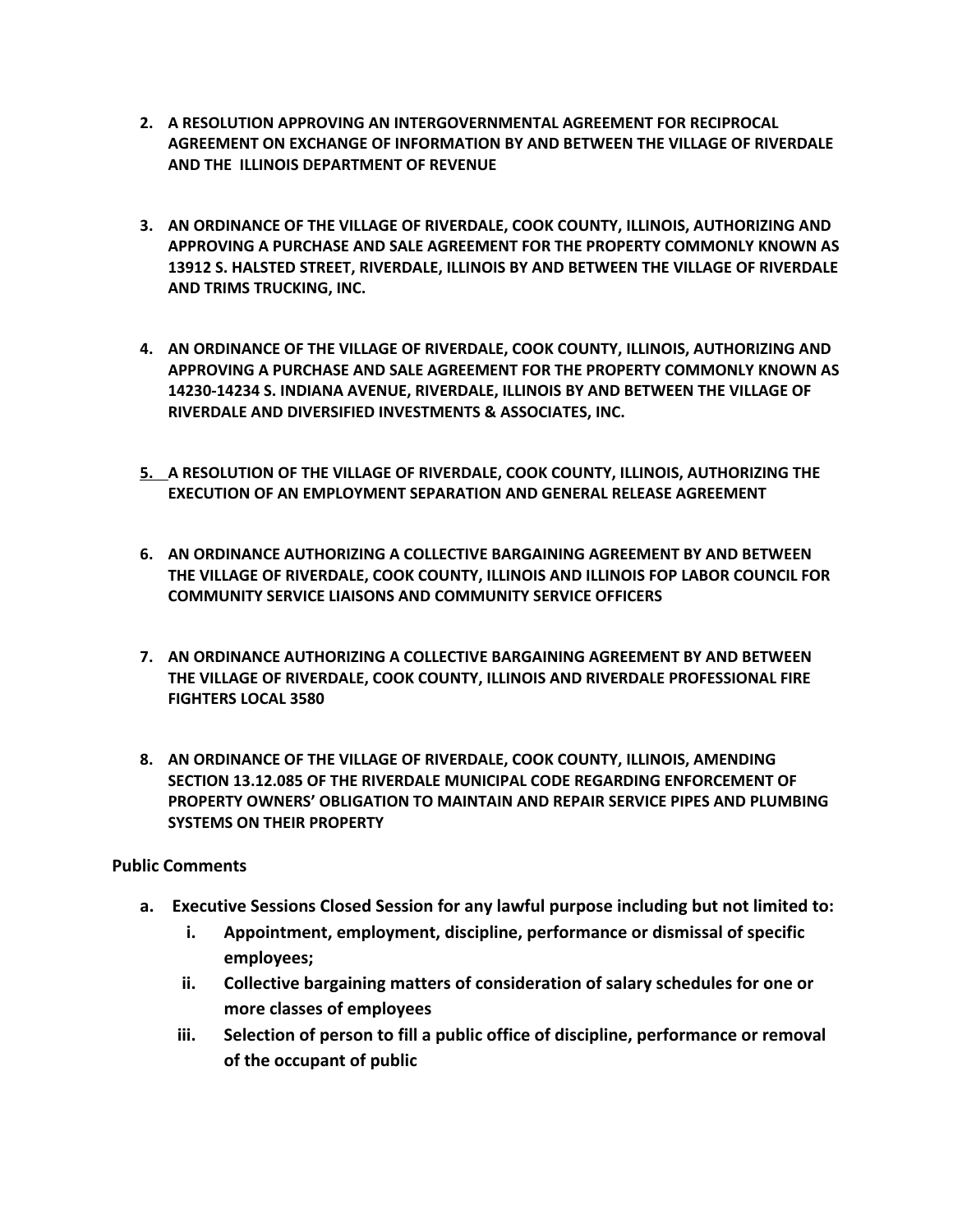2. **A RESOLUTION APPROVING AN INTERGOVERNMENTAL AGREEMENT FOR RECIPROCAL AGREEMENT ON EXCHANGE OF INFORMATION BY AND BETWEEN THE VILLAGE OF RIVERDALE AND THE ILLINOIS DEPARTMENT OF REVENUE**

3. **AN ORDINANCE OF THE VILLAGE OF RIVERDALE, COOK COUNTY, ILLINOIS, AUTHORIZING AND APPROVING A PURCHASE AND SALE AGREEMENT FOR THE PROPERTY COMMONLY KNOWN AS 13912 S. HALSTED STREET, RIVERDALE, ILLINOIS BY AND BETWEEN THE VILLAGE OF RIVERDALE AND TRIMS TRUCKING, INC.**

4. **AN ORDINANCE OF THE VILLAGE OF RIVERDALE, COOK COUNTY, ILLINOIS, AUTHORIZING AND APPROVING A PURCHASE AND SALE AGREEMENT FOR THE PROPERTY COMMONLY KNOWN AS 14230-14234 S. INDIANA AVENUE, RIVERDALE, ILLINOIS BY AND BETWEEN THE VILLAGE OF RIVERDALE AND DIVERSIFIED INVESTMENTS & ASSOCIATES, INC.**

5. **A RESOLUTION OF THE VILLAGE OF RIVERDALE, COOK COUNTY, ILLINOIS, AUTHORIZING THE EXECUTION OF AN EMPLOYMENT SEPARATION AND GENERAL RELEASE AGREEMENT**

6. **AN ORDINANCE AUTHORIZING A COLLECTIVE BARGAINING AGREEMENT BY AND BETWEEN THE VILLAGE OF RIVERDALE, COOK COUNTY, ILLINOIS AND ILLINOIS FOP LABOR COUNCIL FOR COMMUNITY SERVICE LIAISONS AND COMMUNITY SERVICE OFFICERS**

7. **AN ORDINANCE AUTHORIZING A COLLECTIVE BARGAINING AGREEMENT BY AND BETWEEN THE VILLAGE OF RIVERDALE, COOK COUNTY, ILLINOIS AND RIVERDALE PROFESSIONAL FIRE FIGHTERS LOCAL 3580**

8. **AN ORDINANCE OF THE VILLAGE OF RIVERDALE, COOK COUNTY, ILLINOIS, AMENDING SECTION 13.12.085 OF THE RIVERDALE MUNICIPAL CODE REGARDING ENFORCEMENT OF PROPERTY OWNERS' OBLIGATION TO MAINTAIN AND REPAIR SERVICE PIPES AND PLUMBING SYSTEMS ON THEIR PROPERTY**

**Public Comments**

a. **Executive Sessions Closed Session for any lawful purpose including but not limited to:**
   i. **Appointment, employment, discipline, performance or dismissal of specific employees;**
   ii. **Collective bargaining matters of consideration of salary schedules for one or more classes of employees**
   iii. **Selection of person to fill a public office of discipline, performance or removal of the occupant of public**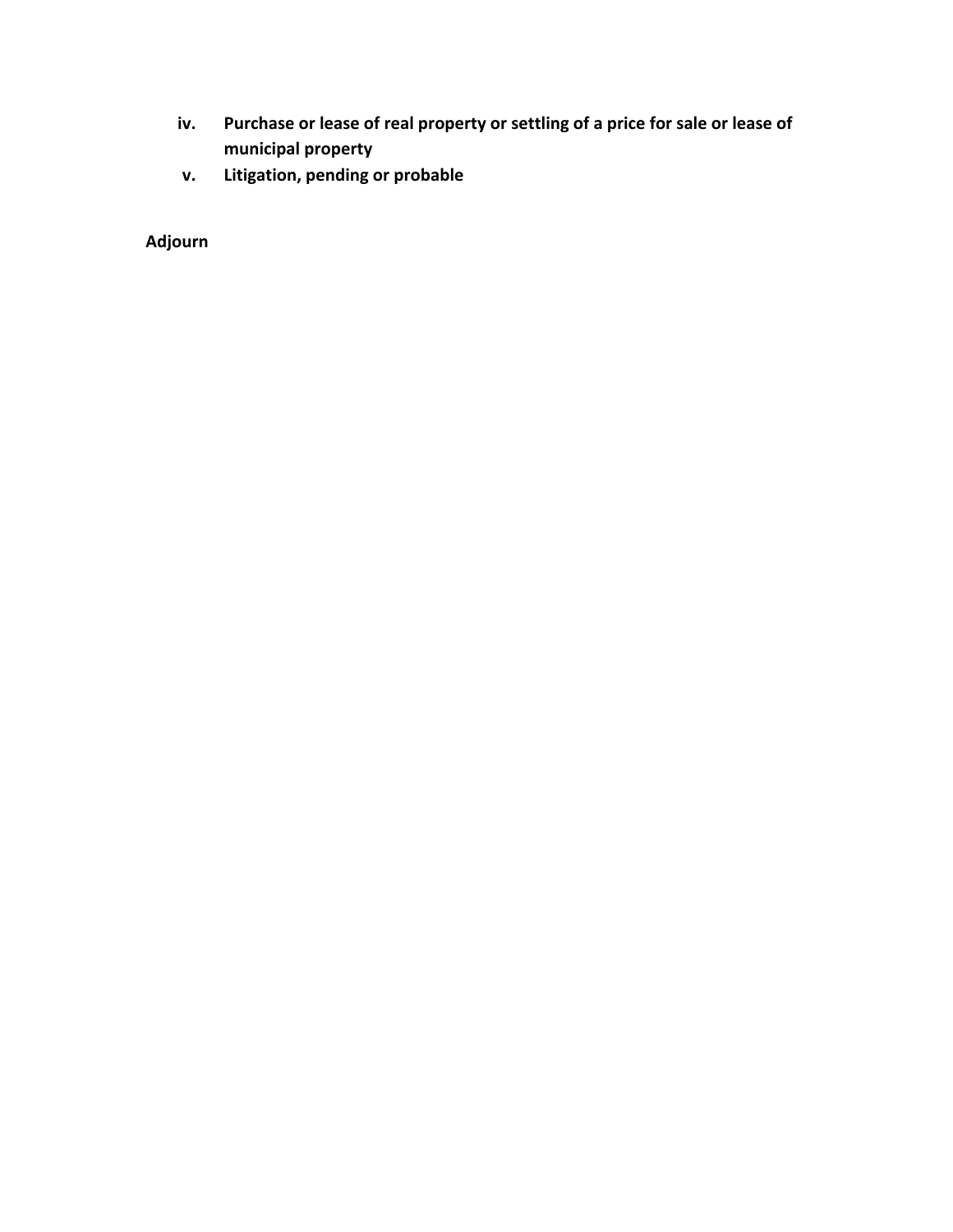iv. **Purchase or lease of real property or settling of a price for sale or lease of municipal property**
v. **Litigation, pending or probable**

**Adjourn**